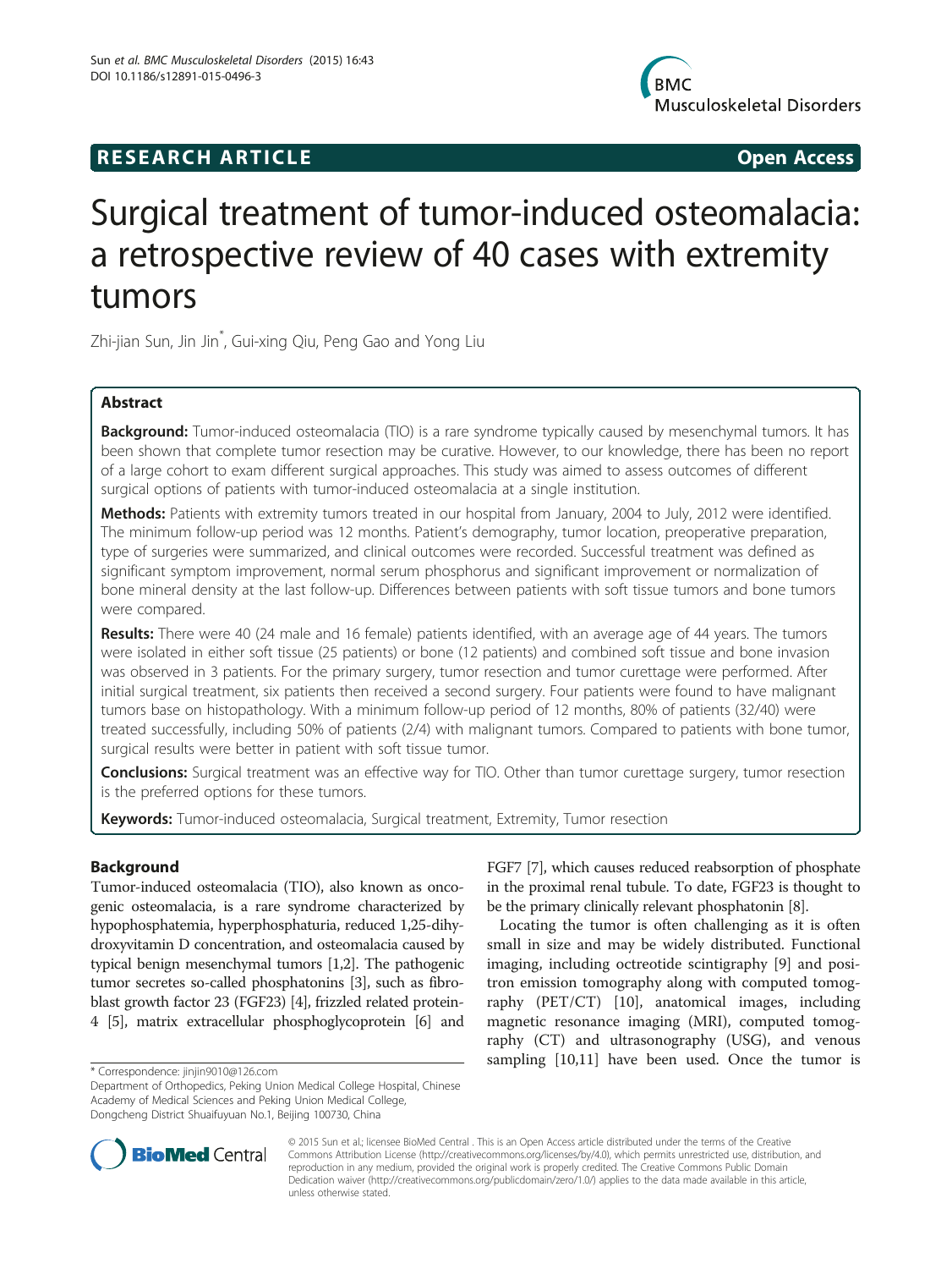## RESEARCH ARTICLE

**Open Access**

# Surgical treatment of tumor-induced osteomalacia: a retrospective review of 40 cases with extremity tumors

Zhi-jian Sun, Jin Jin*, Gui-xing Qiu, Peng Gao and Yong Liu

## Abstract

**Background:** Tumor-induced osteomalacia (TIO) is a rare syndrome typically caused by mesenchymal tumors. It has been shown that complete tumor resection may be curative. However, to our knowledge, there has been no report of a large cohort to exam different surgical approaches. This study was aimed to assess outcomes of different surgical options of patients with tumor-induced osteomalacia at a single institution.

**Methods:** Patients with extremity tumors treated in our hospital from January, 2004 to July, 2012 were identified. The minimum follow-up period was 12 months. Patient's demography, tumor location, preoperative preparation, type of surgeries were summarized, and clinical outcomes were recorded. Successful treatment was defined as significant symptom improvement, normal serum phosphorus and significant improvement or normalization of bone mineral density at the last follow-up. Differences between patients with soft tissue tumors and bone tumors were compared.

**Results:** There were 40 (24 male and 16 female) patients identified, with an average age of 44 years. The tumors were isolated in either soft tissue (25 patients) or bone (12 patients) and combined soft tissue and bone invasion was observed in 3 patients. For the primary surgery, tumor resection and tumor curettage were performed. After initial surgical treatment, six patients then received a second surgery. Four patients were found to have malignant tumors base on histopathology. With a minimum follow-up period of 12 months, 80% of patients (32/40) were treated successfully, including 50% of patients (2/4) with malignant tumors. Compared to patients with bone tumor, surgical results were better in patient with soft tissue tumor.

**Conclusions:** Surgical treatment was an effective way for TIO. Other than tumor curettage surgery, tumor resection is the preferred options for these tumors.

**Keywords:** Tumor-induced osteomalacia, Surgical treatment, Extremity, Tumor resection

## Background

Tumor-induced osteomalacia (TIO), also known as oncogenic osteomalacia, is a rare syndrome characterized by hypophosphatemia, hyperphosphaturia, reduced 1,25-dihydroxyvitamin D concentration, and osteomalacia caused by typical benign mesenchymal tumors [1,2]. The pathogenic tumor secretes so-called phosphatonins [3], such as fibroblast growth factor 23 (FGF23) [4], frizzled related protein-4 [5], matrix extracellular phosphoglycoprotein [6] and FGF7 [7], which causes reduced reabsorption of phosphate in the proximal renal tubule. To date, FGF23 is thought to be the primary clinically relevant phosphatonin [8].

Locating the tumor is often challenging as it is often small in size and may be widely distributed. Functional imaging, including octreotide scintigraphy [9] and positron emission tomography along with computed tomography (PET/CT) [10], anatomical images, including magnetic resonance imaging (MRI), computed tomography (CT) and ultrasonography (USG), and venous sampling [10,11] have been used. Once the tumor is

\* Correspondence: jinjin9010@126.com

Department of Orthopedics, Peking Union Medical College Hospital, Chinese Academy of Medical Sciences and Peking Union Medical College, Dongcheng District Shuaifuyuan No.1, Beijing 100730, China

© 2015 Sun et al.; licensee BioMed Central . This is an Open Access article distributed under the terms of the Creative Commons Attribution License (http://creativecommons.org/licenses/by/4.0), which permits unrestricted use, distribution, and reproduction in any medium, provided the original work is properly credited. The Creative Commons Public Domain Dedication waiver (http://creativecommons.org/publicdomain/zero/1.0/) applies to the data made available in this article, unless otherwise stated.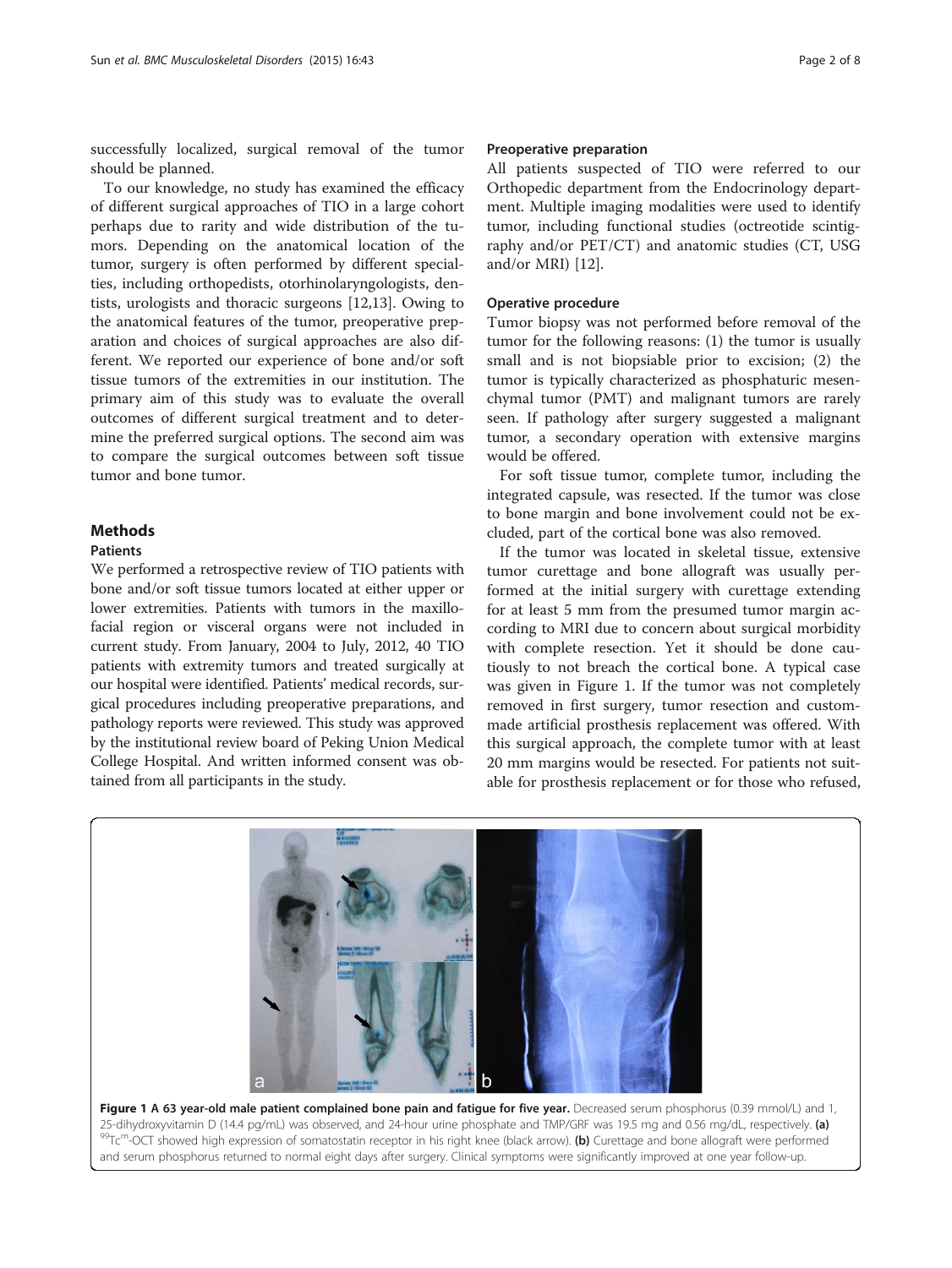successfully localized, surgical removal of the tumor should be planned.

To our knowledge, no study has examined the efficacy of different surgical approaches of TIO in a large cohort perhaps due to rarity and wide distribution of the tumors. Depending on the anatomical location of the tumor, surgery is often performed by different specialties, including orthopedists, otorhinolaryngologists, dentists, urologists and thoracic surgeons [12,13]. Owing to the anatomical features of the tumor, preoperative preparation and choices of surgical approaches are also different. We reported our experience of bone and/or soft tissue tumors of the extremities in our institution. The primary aim of this study was to evaluate the overall outcomes of different surgical treatment and to determine the preferred surgical options. The second aim was to compare the surgical outcomes between soft tissue tumor and bone tumor.

## Methods

### Patients

We performed a retrospective review of TIO patients with bone and/or soft tissue tumors located at either upper or lower extremities. Patients with tumors in the maxillofacial region or visceral organs were not included in current study. From January, 2004 to July, 2012, 40 TIO patients with extremity tumors and treated surgically at our hospital were identified. Patients' medical records, surgical procedures including preoperative preparations, and pathology reports were reviewed. This study was approved by the institutional review board of Peking Union Medical College Hospital. And written informed consent was obtained from all participants in the study.

### Preoperative preparation

All patients suspected of TIO were referred to our Orthopedic department from the Endocrinology department. Multiple imaging modalities were used to identify tumor, including functional studies (octreotide scintigraphy and/or PET/CT) and anatomic studies (CT, USG and/or MRI) [12].

### Operative procedure

Tumor biopsy was not performed before removal of the tumor for the following reasons: (1) the tumor is usually small and is not biopsiable prior to excision; (2) the tumor is typically characterized as phosphaturic mesenchymal tumor (PMT) and malignant tumors are rarely seen. If pathology after surgery suggested a malignant tumor, a secondary operation with extensive margins would be offered.

For soft tissue tumor, complete tumor, including the integrated capsule, was resected. If the tumor was close to bone margin and bone involvement could not be excluded, part of the cortical bone was also removed.

If the tumor was located in skeletal tissue, extensive tumor curettage and bone allograft was usually performed at the initial surgery with curettage extending for at least 5 mm from the presumed tumor margin according to MRI due to concern about surgical morbidity with complete resection. Yet it should be done cautiously to not breach the cortical bone. A typical case was given in Figure 1. If the tumor was not completely removed in first surgery, tumor resection and custom-made artificial prosthesis replacement was offered. With this surgical approach, the complete tumor with at least 20 mm margins would be resected. For patients not suitable for prosthesis replacement or for those who refused,

**Figure 1 A 63 year-old male patient complained bone pain and fatigue for five year.** Decreased serum phosphorus (0.39 mmol/L) and 1, 25-dihydroxyvitamin D (14.4 pg/mL) was observed, and 24-hour urine phosphate and TMP/GRF was 19.5 mg and 0.56 mg/dL, respectively. **(a)** $^{99}Tc^{m}$-OCT showed high expression of somatostatin receptor in his right knee (black arrow). **(b)** Curettage and bone allograft were performed and serum phosphorus returned to normal eight days after surgery. Clinical symptoms were significantly improved at one year follow-up.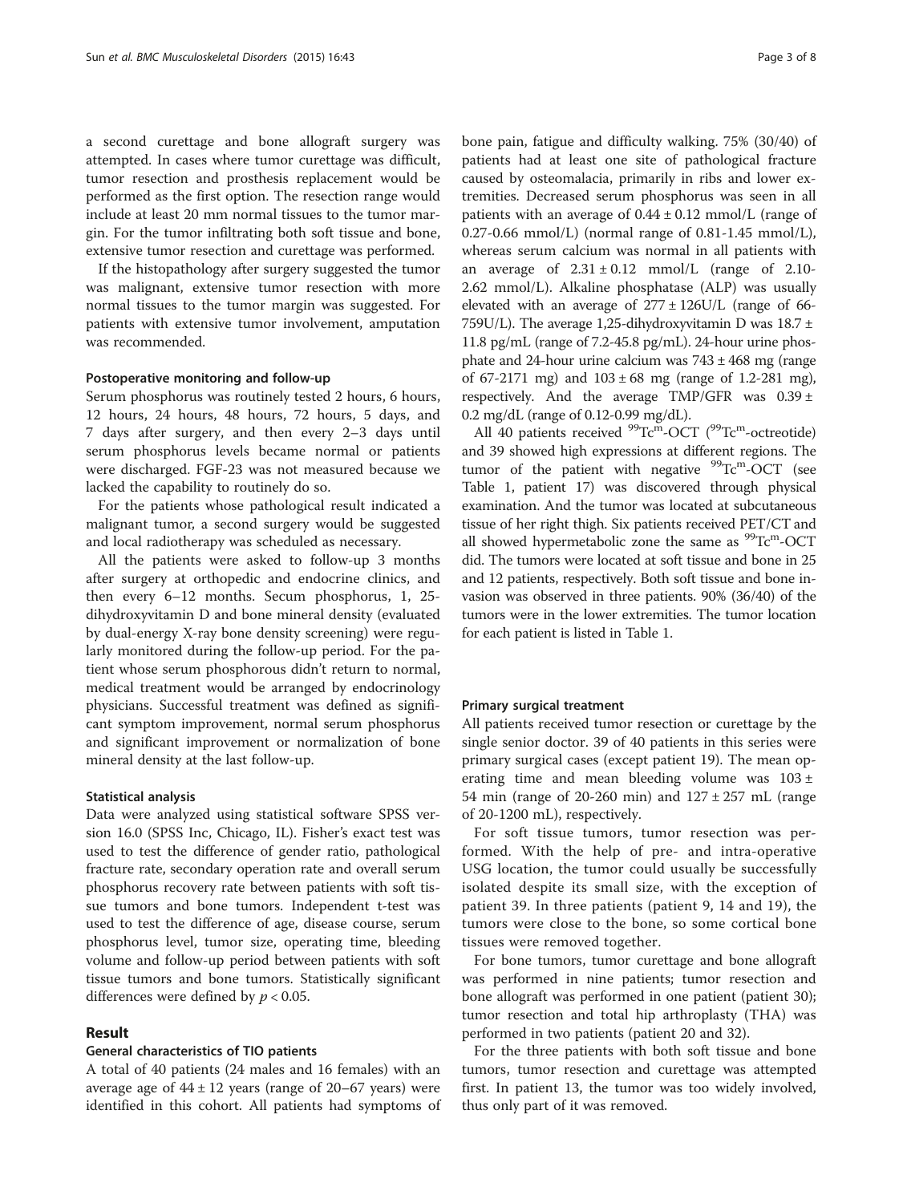a second curettage and bone allograft surgery was attempted. In cases where tumor curettage was difficult, tumor resection and prosthesis replacement would be performed as the first option. The resection range would include at least 20 mm normal tissues to the tumor margin. For the tumor infiltrating both soft tissue and bone, extensive tumor resection and curettage was performed.

If the histopathology after surgery suggested the tumor was malignant, extensive tumor resection with more normal tissues to the tumor margin was suggested. For patients with extensive tumor involvement, amputation was recommended.

#### Postoperative monitoring and follow-up

Serum phosphorus was routinely tested 2 hours, 6 hours, 12 hours, 24 hours, 48 hours, 72 hours, 5 days, and 7 days after surgery, and then every 2–3 days until serum phosphorus levels became normal or patients were discharged. FGF-23 was not measured because we lacked the capability to routinely do so.

For the patients whose pathological result indicated a malignant tumor, a second surgery would be suggested and local radiotherapy was scheduled as necessary.

All the patients were asked to follow-up 3 months after surgery at orthopedic and endocrine clinics, and then every 6–12 months. Secum phosphorus, 1, 25-dihydroxyvitamin D and bone mineral density (evaluated by dual-energy X-ray bone density screening) were regularly monitored during the follow-up period. For the patient whose serum phosphorous didn't return to normal, medical treatment would be arranged by endocrinology physicians. Successful treatment was defined as significant symptom improvement, normal serum phosphorus and significant improvement or normalization of bone mineral density at the last follow-up.

#### Statistical analysis

Data were analyzed using statistical software SPSS version 16.0 (SPSS Inc, Chicago, IL). Fisher's exact test was used to test the difference of gender ratio, pathological fracture rate, secondary operation rate and overall serum phosphorus recovery rate between patients with soft tissue tumors and bone tumors. Independent t-test was used to test the difference of age, disease course, serum phosphorus level, tumor size, operating time, bleeding volume and follow-up period between patients with soft tissue tumors and bone tumors. Statistically significant differences were defined by $p < 0.05$.

## Result

### General characteristics of TIO patients

A total of 40 patients (24 males and 16 females) with an average age of $44 \pm 12$ years (range of 20–67 years) were identified in this cohort. All patients had symptoms of bone pain, fatigue and difficulty walking. 75% (30/40) of patients had at least one site of pathological fracture caused by osteomalacia, primarily in ribs and lower extremities. Decreased serum phosphorus was seen in all patients with an average of $0.44 \pm 0.12$ mmol/L (range of 0.27-0.66 mmol/L) (normal range of 0.81-1.45 mmol/L), whereas serum calcium was normal in all patients with an average of $2.31 \pm 0.12$ mmol/L (range of 2.10-2.62 mmol/L). Alkaline phosphatase (ALP) was usually elevated with an average of $277 \pm 126$U/L (range of 66-759U/L). The average 1,25-dihydroxyvitamin D was $18.7 \pm 11.8$ pg/mL (range of 7.2-45.8 pg/mL). 24-hour urine phosphate and 24-hour urine calcium was $743 \pm 468$ mg (range of 67-2171 mg) and $103 \pm 68$ mg (range of 1.2-281 mg), respectively. And the average TMP/GFR was $0.39 \pm 0.2$ mg/dL (range of 0.12-0.99 mg/dL).

All 40 patients received $^{99}$Tc$^{m}$-OCT ($^{99}$Tc$^{m}$-octreotide) and 39 showed high expressions at different regions. The tumor of the patient with negative $^{99}$Tc$^{m}$-OCT (see Table 1, patient 17) was discovered through physical examination. And the tumor was located at subcutaneous tissue of her right thigh. Six patients received PET/CT and all showed hypermetabolic zone the same as $^{99}$Tc$^{m}$-OCT did. The tumors were located at soft tissue and bone in 25 and 12 patients, respectively. Both soft tissue and bone invasion was observed in three patients. 90% (36/40) of the tumors were in the lower extremities. The tumor location for each patient is listed in Table 1.

#### Primary surgical treatment

All patients received tumor resection or curettage by the single senior doctor. 39 of 40 patients in this series were primary surgical cases (except patient 19). The mean operating time and mean bleeding volume was $103 \pm 54$ min (range of 20-260 min) and $127 \pm 257$ mL (range of 20-1200 mL), respectively.

For soft tissue tumors, tumor resection was performed. With the help of pre- and intra-operative USG location, the tumor could usually be successfully isolated despite its small size, with the exception of patient 39. In three patients (patient 9, 14 and 19), the tumors were close to the bone, so some cortical bone tissues were removed together.

For bone tumors, tumor curettage and bone allograft was performed in nine patients; tumor resection and bone allograft was performed in one patient (patient 30); tumor resection and total hip arthroplasty (THA) was performed in two patients (patient 20 and 32).

For the three patients with both soft tissue and bone tumors, tumor resection and curettage was attempted first. In patient 13, the tumor was too widely involved, thus only part of it was removed.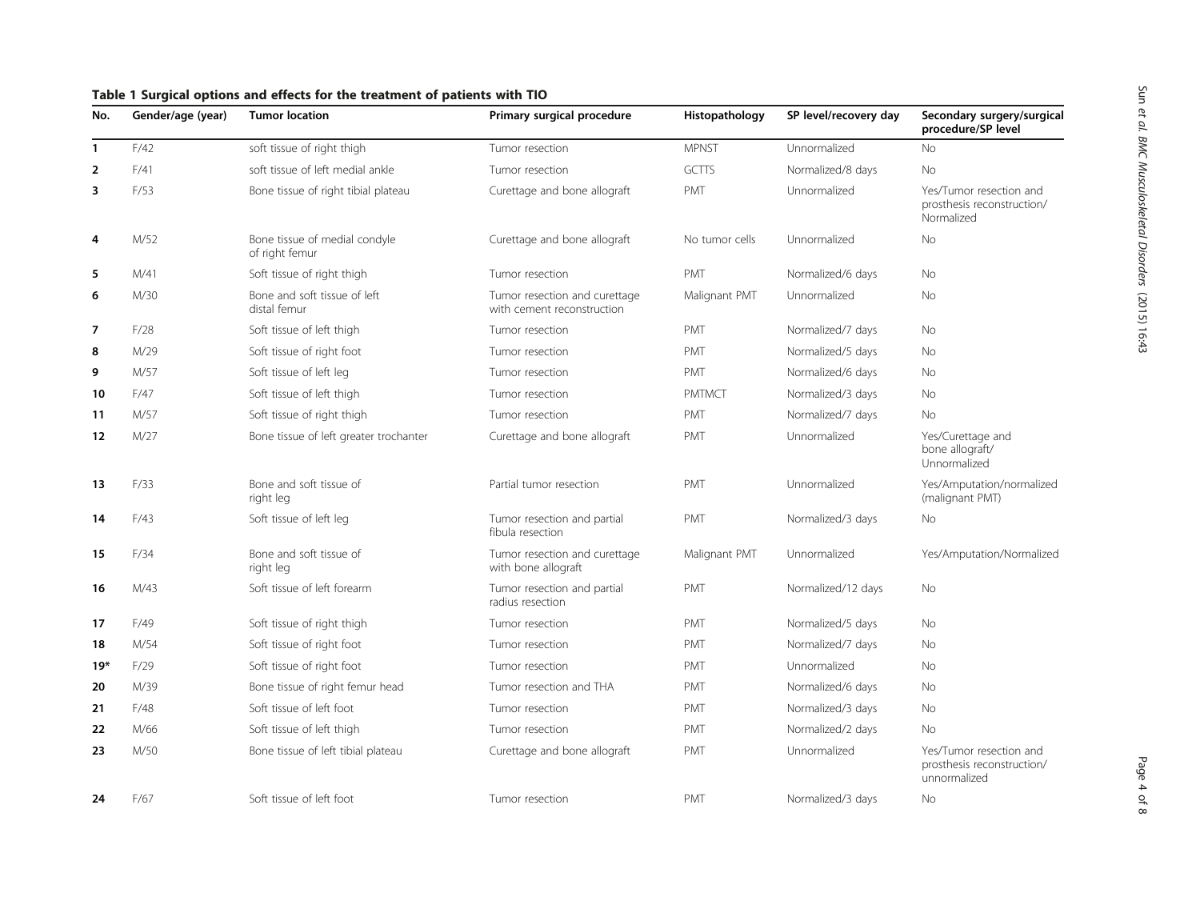**Table 1 Surgical options and effects for the treatment of patients with TIO**

| No. | Gender/age (year) | Tumor location | Primary surgical procedure | Histopathology | SP level/recovery day | Secondary surgery/surgical procedure/SP level |
|---|---|---|---|---|---|---|
| **1** | F/42 | soft tissue of right thigh | Tumor resection | MPNST | Unnormalized | No |
| **2** | F/41 | soft tissue of left medial ankle | Tumor resection | GCTTS | Normalized/8 days | No |
| **3** | F/53 | Bone tissue of right tibial plateau | Curettage and bone allograft | PMT | Unnormalized | Yes/Tumor resection and prosthesis reconstruction/ Normalized |
| **4** | M/52 | Bone tissue of medial condyle of right femur | Curettage and bone allograft | No tumor cells | Unnormalized | No |
| **5** | M/41 | Soft tissue of right thigh | Tumor resection | PMT | Normalized/6 days | No |
| **6** | M/30 | Bone and soft tissue of left distal femur | Tumor resection and curettage with cement reconstruction | Malignant PMT | Unnormalized | No |
| **7** | F/28 | Soft tissue of left thigh | Tumor resection | PMT | Normalized/7 days | No |
| **8** | M/29 | Soft tissue of right foot | Tumor resection | PMT | Normalized/5 days | No |
| **9** | M/57 | Soft tissue of left leg | Tumor resection | PMT | Normalized/6 days | No |
| **10** | F/47 | Soft tissue of left thigh | Tumor resection | PMTMCT | Normalized/3 days | No |
| **11** | M/57 | Soft tissue of right thigh | Tumor resection | PMT | Normalized/7 days | No |
| **12** | M/27 | Bone tissue of left greater trochanter | Curettage and bone allograft | PMT | Unnormalized | Yes/Curettage and bone allograft/ Unnormalized |
| **13** | F/33 | Bone and soft tissue of right leg | Partial tumor resection | PMT | Unnormalized | Yes/Amputation/normalized (malignant PMT) |
| **14** | F/43 | Soft tissue of left leg | Tumor resection and partial fibula resection | PMT | Normalized/3 days | No |
| **15** | F/34 | Bone and soft tissue of right leg | Tumor resection and curettage with bone allograft | Malignant PMT | Unnormalized | Yes/Amputation/Normalized |
| **16** | M/43 | Soft tissue of left forearm | Tumor resection and partial radius resection | PMT | Normalized/12 days | No |
| **17** | F/49 | Soft tissue of right thigh | Tumor resection | PMT | Normalized/5 days | No |
| **18** | M/54 | Soft tissue of right foot | Tumor resection | PMT | Normalized/7 days | No |
| **19*** | F/29 | Soft tissue of right foot | Tumor resection | PMT | Unnormalized | No |
| **20** | M/39 | Bone tissue of right femur head | Tumor resection and THA | PMT | Normalized/6 days | No |
| **21** | F/48 | Soft tissue of left foot | Tumor resection | PMT | Normalized/3 days | No |
| **22** | M/66 | Soft tissue of left thigh | Tumor resection | PMT | Normalized/2 days | No |
| **23** | M/50 | Bone tissue of left tibial plateau | Curettage and bone allograft | PMT | Unnormalized | Yes/Tumor resection and prosthesis reconstruction/ unnormalized |
| **24** | F/67 | Soft tissue of left foot | Tumor resection | PMT | Normalized/3 days | No |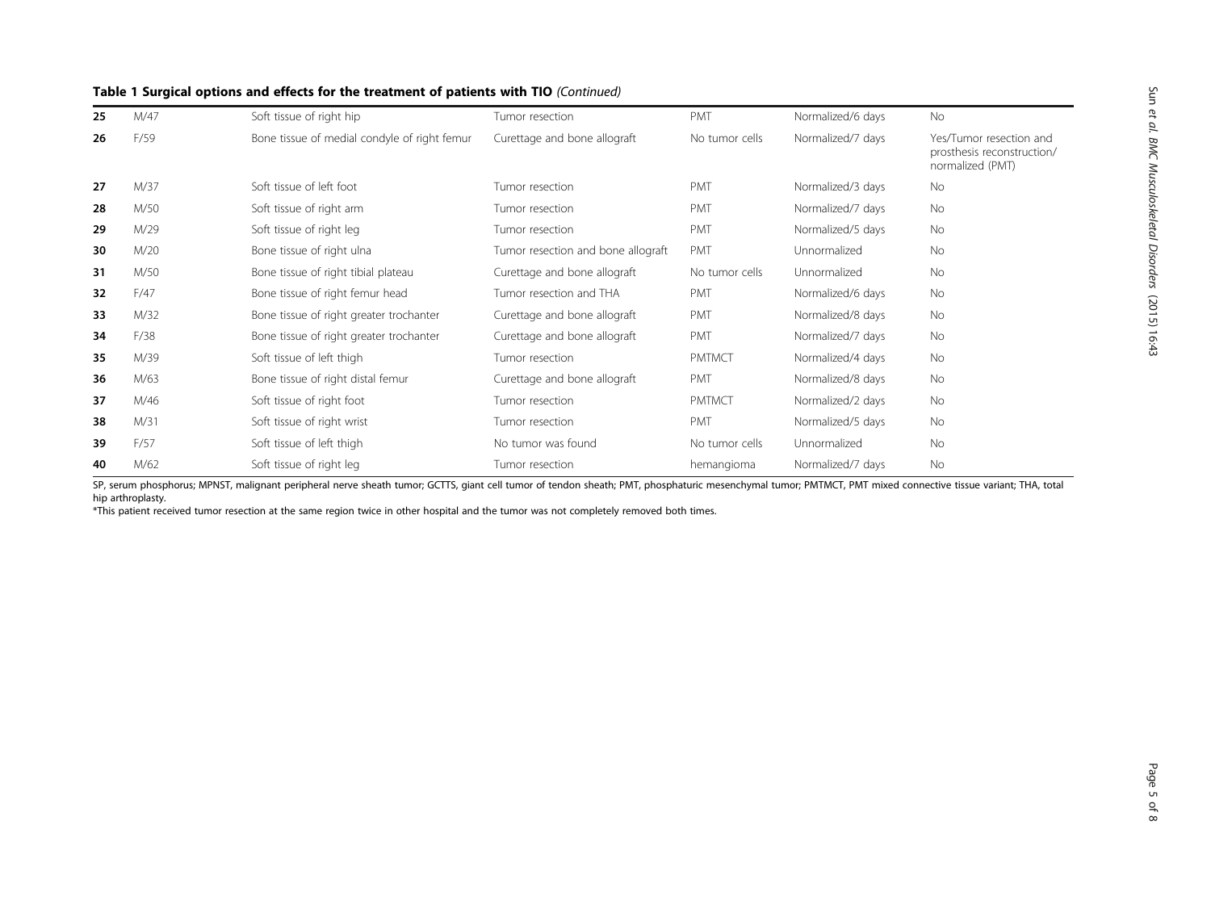**Table 1 Surgical options and effects for the treatment of patients with TIO** *(Continued)*

| | | | | | | |
|---|---|---|---|---|---|---|
| **25** | M/47 | Soft tissue of right hip | Tumor resection | PMT | Normalized/6 days | No |
| **26** | F/59 | Bone tissue of medial condyle of right femur | Curettage and bone allograft | No tumor cells | Normalized/7 days | Yes/Tumor resection and prosthesis reconstruction/ normalized (PMT) |
| **27** | M/37 | Soft tissue of left foot | Tumor resection | PMT | Normalized/3 days | No |
| **28** | M/50 | Soft tissue of right arm | Tumor resection | PMT | Normalized/7 days | No |
| **29** | M/29 | Soft tissue of right leg | Tumor resection | PMT | Normalized/5 days | No |
| **30** | M/20 | Bone tissue of right ulna | Tumor resection and bone allograft | PMT | Unnormalized | No |
| **31** | M/50 | Bone tissue of right tibial plateau | Curettage and bone allograft | No tumor cells | Unnormalized | No |
| **32** | F/47 | Bone tissue of right femur head | Tumor resection and THA | PMT | Normalized/6 days | No |
| **33** | M/32 | Bone tissue of right greater trochanter | Curettage and bone allograft | PMT | Normalized/8 days | No |
| **34** | F/38 | Bone tissue of right greater trochanter | Curettage and bone allograft | PMT | Normalized/7 days | No |
| **35** | M/39 | Soft tissue of left thigh | Tumor resection | PMTMCT | Normalized/4 days | No |
| **36** | M/63 | Bone tissue of right distal femur | Curettage and bone allograft | PMT | Normalized/8 days | No |
| **37** | M/46 | Soft tissue of right foot | Tumor resection | PMTMCT | Normalized/2 days | No |
| **38** | M/31 | Soft tissue of right wrist | Tumor resection | PMT | Normalized/5 days | No |
| **39** | F/57 | Soft tissue of left thigh | No tumor was found | No tumor cells | Unnormalized | No |
| **40** | M/62 | Soft tissue of right leg | Tumor resection | hemangioma | Normalized/7 days | No |

SP, serum phosphorus; MPNST, malignant peripheral nerve sheath tumor; GCTTS, giant cell tumor of tendon sheath; PMT, phosphaturic mesenchymal tumor; PMTMCT, PMT mixed connective tissue variant; THA, total hip arthroplasty.

*This patient received tumor resection at the same region twice in other hospital and the tumor was not completely removed both times.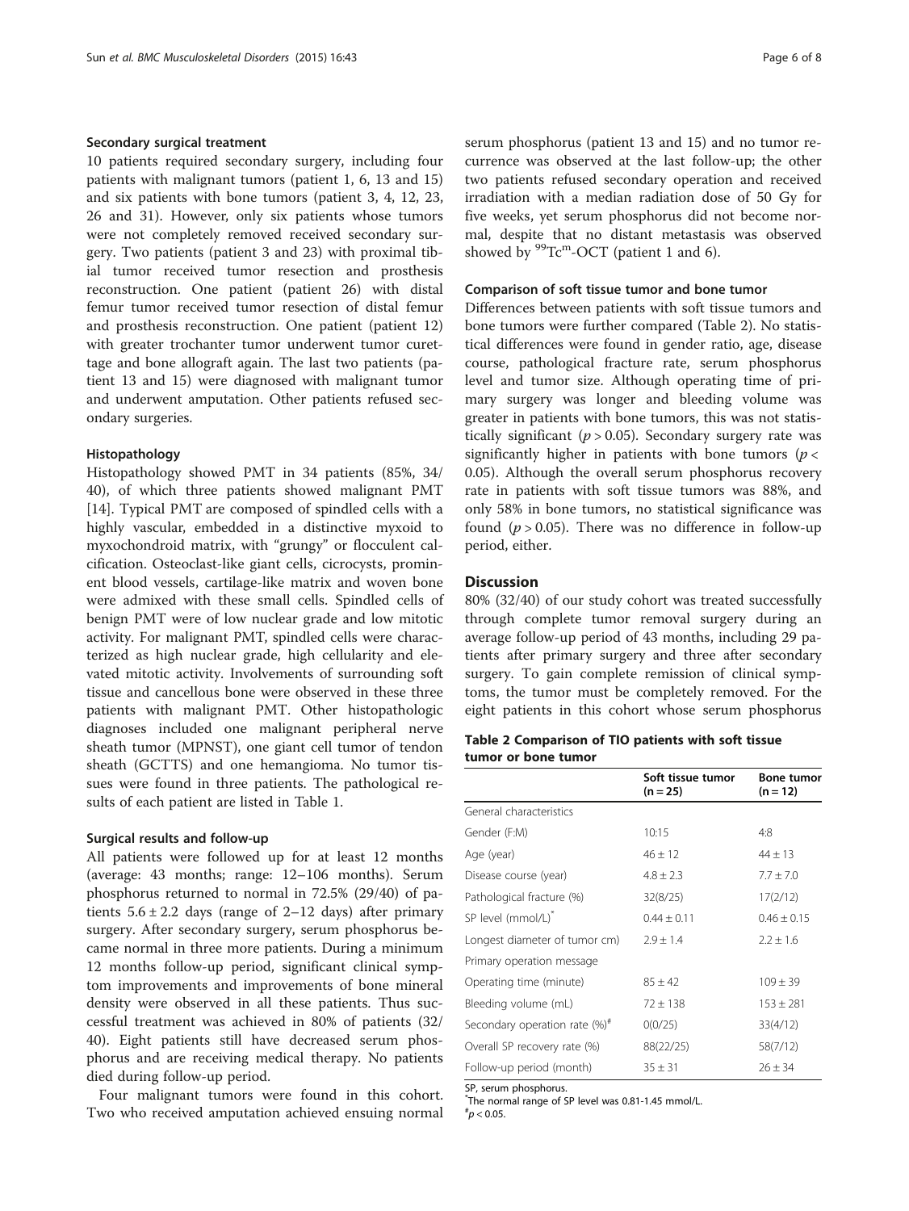#### Secondary surgical treatment

10 patients required secondary surgery, including four patients with malignant tumors (patient 1, 6, 13 and 15) and six patients with bone tumors (patient 3, 4, 12, 23, 26 and 31). However, only six patients whose tumors were not completely removed received secondary surgery. Two patients (patient 3 and 23) with proximal tibial tumor received tumor resection and prosthesis reconstruction. One patient (patient 26) with distal femur tumor received tumor resection of distal femur and prosthesis reconstruction. One patient (patient 12) with greater trochanter tumor underwent tumor curettage and bone allograft again. The last two patients (patient 13 and 15) were diagnosed with malignant tumor and underwent amputation. Other patients refused secondary surgeries.

#### Histopathology

Histopathology showed PMT in 34 patients (85%, 34/40), of which three patients showed malignant PMT [14]. Typical PMT are composed of spindled cells with a highly vascular, embedded in a distinctive myxoid to myxochondroid matrix, with "grungy" or flocculent calcification. Osteoclast-like giant cells, cicrocysts, prominent blood vessels, cartilage-like matrix and woven bone were admixed with these small cells. Spindled cells of benign PMT were of low nuclear grade and low mitotic activity. For malignant PMT, spindled cells were characterized as high nuclear grade, high cellularity and elevated mitotic activity. Involvements of surrounding soft tissue and cancellous bone were observed in these three patients with malignant PMT. Other histopathologic diagnoses included one malignant peripheral nerve sheath tumor (MPNST), one giant cell tumor of tendon sheath (GCTTS) and one hemangioma. No tumor tissues were found in three patients. The pathological results of each patient are listed in Table 1.

#### Surgical results and follow-up

All patients were followed up for at least 12 months (average: 43 months; range: 12–106 months). Serum phosphorus returned to normal in 72.5% (29/40) of patients $5.6 \pm 2.2$ days (range of 2–12 days) after primary surgery. After secondary surgery, serum phosphorus became normal in three more patients. During a minimum 12 months follow-up period, significant clinical symptom improvements and improvements of bone mineral density were observed in all these patients. Thus successful treatment was achieved in 80% of patients (32/40). Eight patients still have decreased serum phosphorus and are receiving medical therapy. No patients died during follow-up period.

Four malignant tumors were found in this cohort. Two who received amputation achieved ensuing normal serum phosphorus (patient 13 and 15) and no tumor recurrence was observed at the last follow-up; the other two patients refused secondary operation and received irradiation with a median radiation dose of 50 Gy for five weeks, yet serum phosphorus did not become normal, despite that no distant metastasis was observed showed by $^{99}$Tc$^{m}$-OCT (patient 1 and 6).

#### Comparison of soft tissue tumor and bone tumor

Differences between patients with soft tissue tumors and bone tumors were further compared (Table 2). No statistical differences were found in gender ratio, age, disease course, pathological fracture rate, serum phosphorus level and tumor size. Although operating time of primary surgery was longer and bleeding volume was greater in patients with bone tumors, this was not statistically significant ($p > 0.05$). Secondary surgery rate was significantly higher in patients with bone tumors ($p < 0.05$). Although the overall serum phosphorus recovery rate in patients with soft tissue tumors was 88%, and only 58% in bone tumors, no statistical significance was found ($p > 0.05$). There was no difference in follow-up period, either.

## Discussion

80% (32/40) of our study cohort was treated successfully through complete tumor removal surgery during an average follow-up period of 43 months, including 29 patients after primary surgery and three after secondary surgery. To gain complete remission of clinical symptoms, the tumor must be completely removed. For the eight patients in this cohort whose serum phosphorus

**Table 2 Comparison of TIO patients with soft tissue tumor or bone tumor**

| | Soft tissue tumor (n = 25) | Bone tumor (n = 12) |
|---|---|---|
| General characteristics | | |
| Gender (F:M) | 10:15 | 4:8 |
| Age (year) | 46 ± 12 | 44 ± 13 |
| Disease course (year) | 4.8 ± 2.3 | 7.7 ± 7.0 |
| Pathological fracture (%) | 32(8/25) | 17(2/12) |
| SP level (mmol/L)* | 0.44 ± 0.11 | 0.46 ± 0.15 |
| Longest diameter of tumor cm) | 2.9 ± 1.4 | 2.2 ± 1.6 |
| Primary operation message | | |
| Operating time (minute) | 85 ± 42 | 109 ± 39 |
| Bleeding volume (mL) | 72 ± 138 | 153 ± 281 |
| Secondary operation rate (%)# | 0(0/25) | 33(4/12) |
| Overall SP recovery rate (%) | 88(22/25) | 58(7/12) |
| Follow-up period (month) | 35 ± 31 | 26 ± 34 |

SP, serum phosphorus.
*The normal range of SP level was 0.81-1.45 mmol/L.
#$p < 0.05$.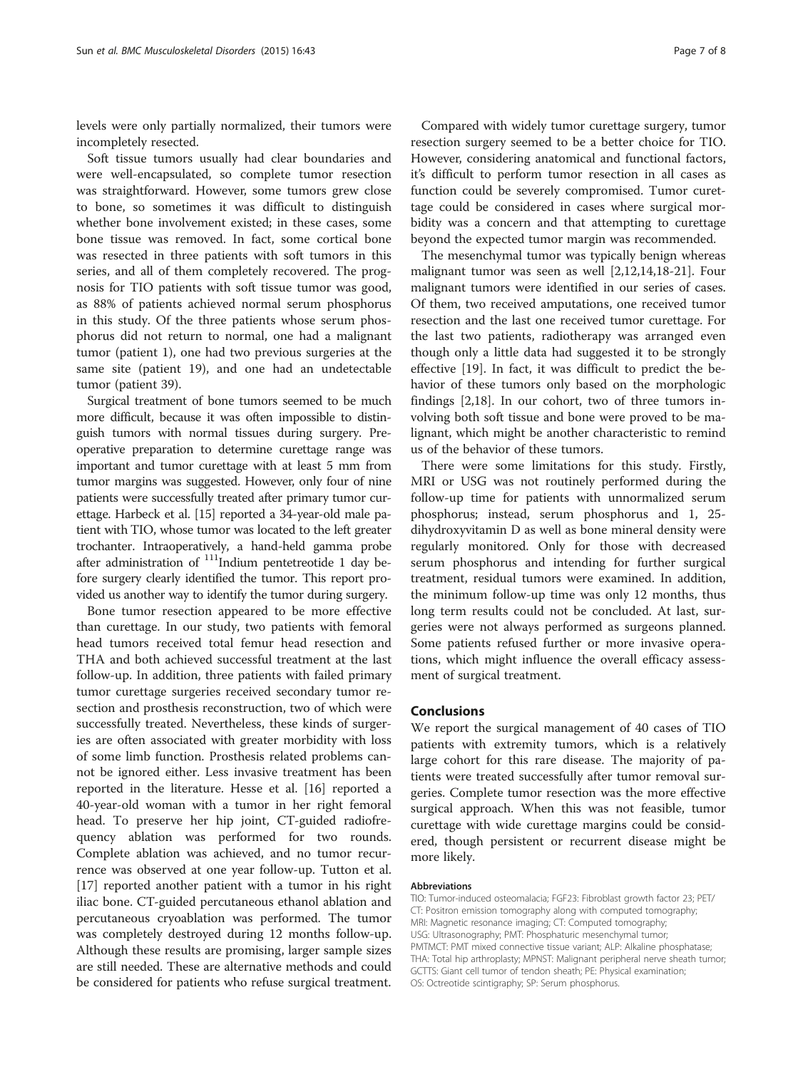levels were only partially normalized, their tumors were incompletely resected.

Soft tissue tumors usually had clear boundaries and were well-encapsulated, so complete tumor resection was straightforward. However, some tumors grew close to bone, so sometimes it was difficult to distinguish whether bone involvement existed; in these cases, some bone tissue was removed. In fact, some cortical bone was resected in three patients with soft tumors in this series, and all of them completely recovered. The prognosis for TIO patients with soft tissue tumor was good, as 88% of patients achieved normal serum phosphorus in this study. Of the three patients whose serum phosphorus did not return to normal, one had a malignant tumor (patient 1), one had two previous surgeries at the same site (patient 19), and one had an undetectable tumor (patient 39).

Surgical treatment of bone tumors seemed to be much more difficult, because it was often impossible to distinguish tumors with normal tissues during surgery. Preoperative preparation to determine curettage range was important and tumor curettage with at least 5 mm from tumor margins was suggested. However, only four of nine patients were successfully treated after primary tumor curettage. Harbeck et al. [15] reported a 34-year-old male patient with TIO, whose tumor was located to the left greater trochanter. Intraoperatively, a hand-held gamma probe after administration of $^{111}$Indium pentetreotide 1 day before surgery clearly identified the tumor. This report provided us another way to identify the tumor during surgery.

Bone tumor resection appeared to be more effective than curettage. In our study, two patients with femoral head tumors received total femur head resection and THA and both achieved successful treatment at the last follow-up. In addition, three patients with failed primary tumor curettage surgeries received secondary tumor resection and prosthesis reconstruction, two of which were successfully treated. Nevertheless, these kinds of surgeries are often associated with greater morbidity with loss of some limb function. Prosthesis related problems cannot be ignored either. Less invasive treatment has been reported in the literature. Hesse et al. [16] reported a 40-year-old woman with a tumor in her right femoral head. To preserve her hip joint, CT-guided radiofrequency ablation was performed for two rounds. Complete ablation was achieved, and no tumor recurrence was observed at one year follow-up. Tutton et al. [17] reported another patient with a tumor in his right iliac bone. CT-guided percutaneous ethanol ablation and percutaneous cryoablation was performed. The tumor was completely destroyed during 12 months follow-up. Although these results are promising, larger sample sizes are still needed. These are alternative methods and could be considered for patients who refuse surgical treatment.

Compared with widely tumor curettage surgery, tumor resection surgery seemed to be a better choice for TIO. However, considering anatomical and functional factors, it's difficult to perform tumor resection in all cases as function could be severely compromised. Tumor curettage could be considered in cases where surgical morbidity was a concern and that attempting to curettage beyond the expected tumor margin was recommended.

The mesenchymal tumor was typically benign whereas malignant tumor was seen as well [2,12,14,18-21]. Four malignant tumors were identified in our series of cases. Of them, two received amputations, one received tumor resection and the last one received tumor curettage. For the last two patients, radiotherapy was arranged even though only a little data had suggested it to be strongly effective [19]. In fact, it was difficult to predict the behavior of these tumors only based on the morphologic findings [2,18]. In our cohort, two of three tumors involving both soft tissue and bone were proved to be malignant, which might be another characteristic to remind us of the behavior of these tumors.

There were some limitations for this study. Firstly, MRI or USG was not routinely performed during the follow-up time for patients with unnormalized serum phosphorus; instead, serum phosphorus and 1, 25-dihydroxyvitamin D as well as bone mineral density were regularly monitored. Only for those with decreased serum phosphorus and intending for further surgical treatment, residual tumors were examined. In addition, the minimum follow-up time was only 12 months, thus long term results could not be concluded. At last, surgeries were not always performed as surgeons planned. Some patients refused further or more invasive operations, which might influence the overall efficacy assessment of surgical treatment.

## Conclusions

We report the surgical management of 40 cases of TIO patients with extremity tumors, which is a relatively large cohort for this rare disease. The majority of patients were treated successfully after tumor removal surgeries. Complete tumor resection was the more effective surgical approach. When this was not feasible, tumor curettage with wide curettage margins could be considered, though persistent or recurrent disease might be more likely.

#### Abbreviations

TIO: Tumor-induced osteomalacia; FGF23: Fibroblast growth factor 23; PET/CT: Positron emission tomography along with computed tomography; MRI: Magnetic resonance imaging; CT: Computed tomography; USG: Ultrasonography; PMT: Phosphaturic mesenchymal tumor; PMTMCT: PMT mixed connective tissue variant; ALP: Alkaline phosphatase; THA: Total hip arthroplasty; MPNST: Malignant peripheral nerve sheath tumor; GCTTS: Giant cell tumor of tendon sheath; PE: Physical examination; OS: Octreotide scintigraphy; SP: Serum phosphorus.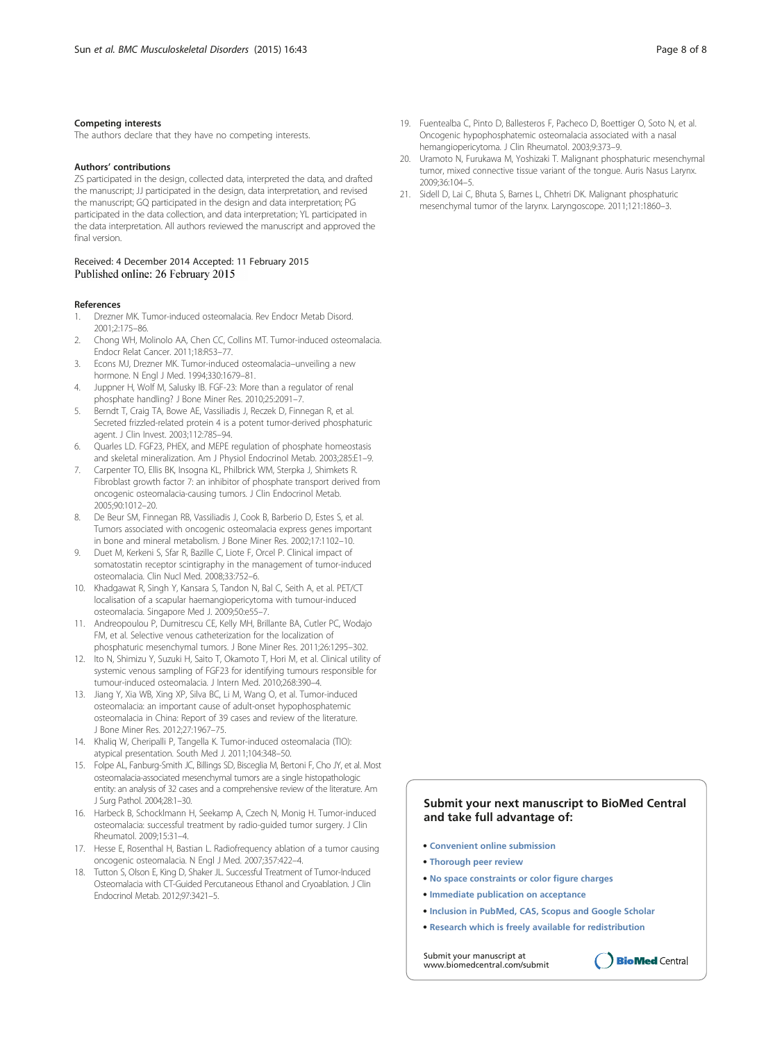### Competing interests

The authors declare that they have no competing interests.

### Authors' contributions

ZS participated in the design, collected data, interpreted the data, and drafted the manuscript; JJ participated in the design, data interpretation, and revised the manuscript; GQ participated in the design and data interpretation; PG participated in the data collection, and data interpretation; YL participated in the data interpretation. All authors reviewed the manuscript and approved the final version.

Received: 4 December 2014 Accepted: 11 February 2015
Published online: 26 February 2015

### References

1. Drezner MK. Tumor-induced osteomalacia. Rev Endocr Metab Disord. 2001;2:175–86.
2. Chong WH, Molinolo AA, Chen CC, Collins MT. Tumor-induced osteomalacia. Endocr Relat Cancer. 2011;18:R53–77.
3. Econs MJ, Drezner MK. Tumor-induced osteomalacia–unveiling a new hormone. N Engl J Med. 1994;330:1679–81.
4. Juppner H, Wolf M, Salusky IB. FGF-23: More than a regulator of renal phosphate handling? J Bone Miner Res. 2010;25:2091–7.
5. Berndt T, Craig TA, Bowe AE, Vassiliadis J, Reczek D, Finnegan R, et al. Secreted frizzled-related protein 4 is a potent tumor-derived phosphaturic agent. J Clin Invest. 2003;112:785–94.
6. Quarles LD. FGF23, PHEX, and MEPE regulation of phosphate homeostasis and skeletal mineralization. Am J Physiol Endocrinol Metab. 2003;285:E1–9.
7. Carpenter TO, Ellis BK, Insogna KL, Philbrick WM, Sterpka J, Shimkets R. Fibroblast growth factor 7: an inhibitor of phosphate transport derived from oncogenic osteomalacia-causing tumors. J Clin Endocrinol Metab. 2005;90:1012–20.
8. De Beur SM, Finnegan RB, Vassiliadis J, Cook B, Barberio D, Estes S, et al. Tumors associated with oncogenic osteomalacia express genes important in bone and mineral metabolism. J Bone Miner Res. 2002;17:1102–10.
9. Duet M, Kerkeni S, Sfar R, Bazille C, Liote F, Orcel P. Clinical impact of somatostatin receptor scintigraphy in the management of tumor-induced osteomalacia. Clin Nucl Med. 2008;33:752–6.
10. Khadgawat R, Singh Y, Kansara S, Tandon N, Bal C, Seith A, et al. PET/CT localisation of a scapular haemangiopericytoma with tumour-induced osteomalacia. Singapore Med J. 2009;50:e55–7.
11. Andreopoulou P, Dumitrescu CE, Kelly MH, Brillante BA, Cutler PC, Wodajo FM, et al. Selective venous catheterization for the localization of phosphaturic mesenchymal tumors. J Bone Miner Res. 2011;26:1295–302.
12. Ito N, Shimizu Y, Suzuki H, Saito T, Okamoto T, Hori M, et al. Clinical utility of systemic venous sampling of FGF23 for identifying tumours responsible for tumour-induced osteomalacia. J Intern Med. 2010;268:390–4.
13. Jiang Y, Xia WB, Xing XP, Silva BC, Li M, Wang O, et al. Tumor-induced osteomalacia: an important cause of adult-onset hypophosphatemic osteomalacia in China: Report of 39 cases and review of the literature. J Bone Miner Res. 2012;27:1967–75.
14. Khaliq W, Cheripalli P, Tangella K. Tumor-induced osteomalacia (TIO): atypical presentation. South Med J. 2011;104:348–50.
15. Folpe AL, Fanburg-Smith JC, Billings SD, Bisceglia M, Bertoni F, Cho JY, et al. Most osteomalacia-associated mesenchymal tumors are a single histopathologic entity: an analysis of 32 cases and a comprehensive review of the literature. Am J Surg Pathol. 2004;28:1–30.
16. Harbeck B, Schocklmann H, Seekamp A, Czech N, Monig H. Tumor-induced osteomalacia: successful treatment by radio-guided tumor surgery. J Clin Rheumatol. 2009;15:31–4.
17. Hesse E, Rosenthal H, Bastian L. Radiofrequency ablation of a tumor causing oncogenic osteomalacia. N Engl J Med. 2007;357:422–4.
18. Tutton S, Olson E, King D, Shaker JL. Successful Treatment of Tumor-Induced Osteomalacia with CT-Guided Percutaneous Ethanol and Cryoablation. J Clin Endocrinol Metab. 2012;97:3421–5.
19. Fuentealba C, Pinto D, Ballesteros F, Pacheco D, Boettiger O, Soto N, et al. Oncogenic hypophosphatemic osteomalacia associated with a nasal hemangiopericytoma. J Clin Rheumatol. 2003;9:373–9.
20. Uramoto N, Furukawa M, Yoshizaki T. Malignant phosphaturic mesenchymal tumor, mixed connective tissue variant of the tongue. Auris Nasus Larynx. 2009;36:104–5.
21. Sidell D, Lai C, Bhuta S, Barnes L, Chhetri DK. Malignant phosphaturic mesenchymal tumor of the larynx. Laryngoscope. 2011;121:1860–3.

**Submit your next manuscript to BioMed Central and take full advantage of:**

- **Convenient online submission**
- **Thorough peer review**
- **No space constraints or color figure charges**
- **Immediate publication on acceptance**
- **Inclusion in PubMed, CAS, Scopus and Google Scholar**
- **Research which is freely available for redistribution**

Submit your manuscript at
www.biomedcentral.com/submit

BioMed Central